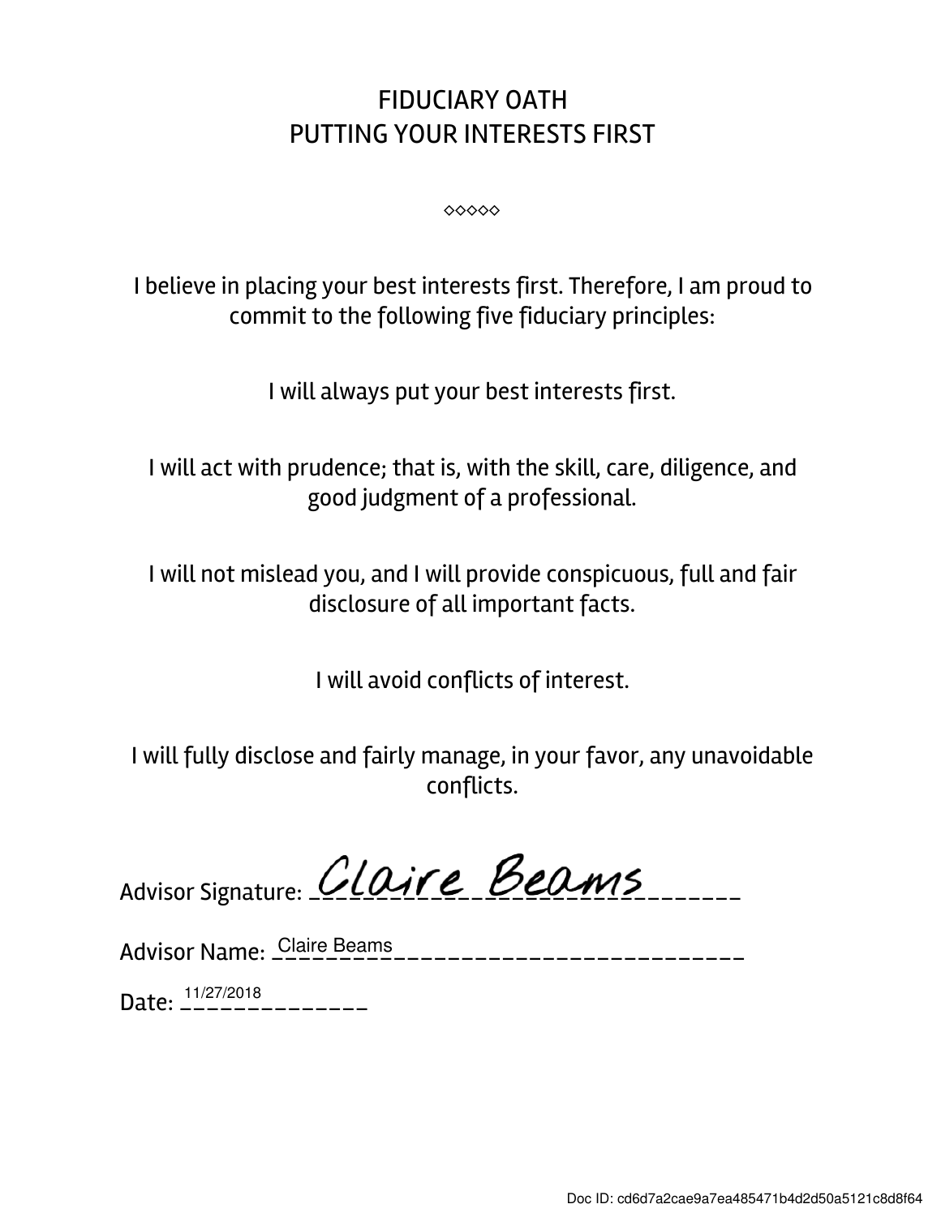# FIDUCIARY OATH
## PUTTING YOUR INTERESTS FIRST

◇◇◇◇◇

I believe in placing your best interests first. Therefore, I am proud to commit to the following five fiduciary principles:

I will always put your best interests first.

I will act with prudence; that is, with the skill, care, diligence, and good judgment of a professional.

I will not mislead you, and I will provide conspicuous, full and fair disclosure of all important facts.

I will avoid conflicts of interest.

I will fully disclose and fairly manage, in your favor, any unavoidable conflicts.

Advisor Signature: Claire Beams

Advisor Name: Claire Beams

Date: 11/27/2018

Doc ID: cd6d7a2cae9a7ea485471b4d2d50a5121c8d8f64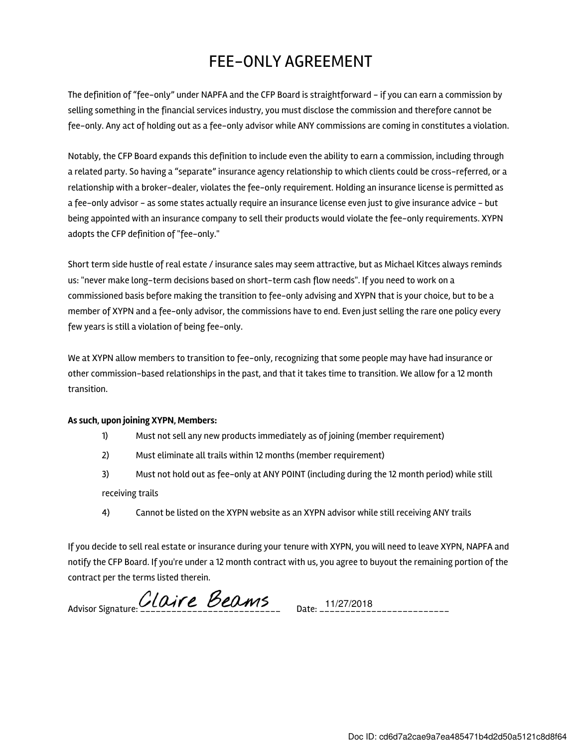# FEE-ONLY AGREEMENT

The definition of "fee-only" under NAPFA and the CFP Board is straightforward – if you can earn a commission by selling something in the financial services industry, you must disclose the commission and therefore cannot be fee-only. Any act of holding out as a fee-only advisor while ANY commissions are coming in constitutes a violation.

Notably, the CFP Board expands this definition to include even the ability to earn a commission, including through a related party. So having a "separate" insurance agency relationship to which clients could be cross-referred, or a relationship with a broker-dealer, violates the fee-only requirement. Holding an insurance license is permitted as a fee-only advisor – as some states actually require an insurance license even just to give insurance advice – but being appointed with an insurance company to sell their products would violate the fee-only requirements. XYPN adopts the CFP definition of "fee-only."

Short term side hustle of real estate / insurance sales may seem attractive, but as Michael Kitces always reminds us: "never make long-term decisions based on short-term cash flow needs". If you need to work on a commissioned basis before making the transition to fee-only advising and XYPN that is your choice, but to be a member of XYPN and a fee-only advisor, the commissions have to end. Even just selling the rare one policy every few years is still a violation of being fee-only.

We at XYPN allow members to transition to fee-only, recognizing that some people may have had insurance or other commission-based relationships in the past, and that it takes time to transition. We allow for a 12 month transition.

**As such, upon joining XYPN, Members:**

1) Must not sell any new products immediately as of joining (member requirement)
2) Must eliminate all trails within 12 months (member requirement)
3) Must not hold out as fee-only at ANY POINT (including during the 12 month period) while still receiving trails
4) Cannot be listed on the XYPN website as an XYPN advisor while still receiving ANY trails

If you decide to sell real estate or insurance during your tenure with XYPN, you will need to leave XYPN, NAPFA and notify the CFP Board. If you're under a 12 month contract with us, you agree to buyout the remaining portion of the contract per the terms listed therein.

Advisor Signature: Claire Beams    Date: 11/27/2018

Doc ID: cd6d7a2cae9a7ea485471b4d2d50a5121c8d8f64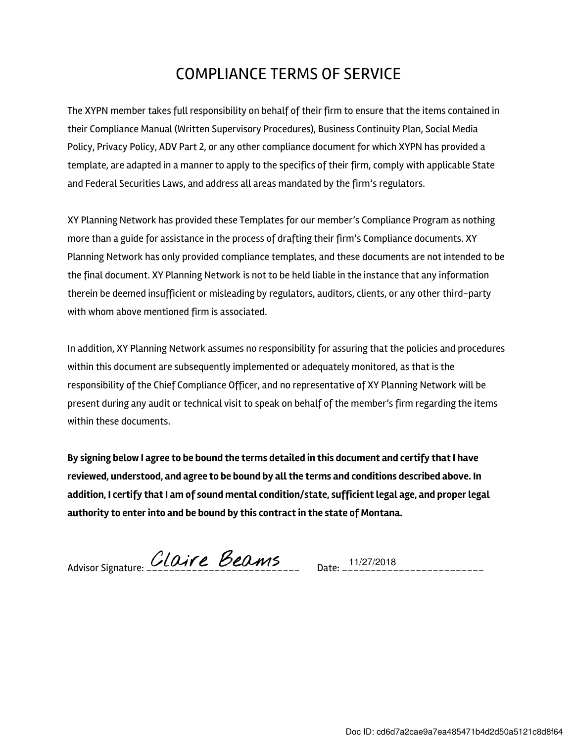# COMPLIANCE TERMS OF SERVICE

The XYPN member takes full responsibility on behalf of their firm to ensure that the items contained in their Compliance Manual (Written Supervisory Procedures), Business Continuity Plan, Social Media Policy, Privacy Policy, ADV Part 2, or any other compliance document for which XYPN has provided a template, are adapted in a manner to apply to the specifics of their firm, comply with applicable State and Federal Securities Laws, and address all areas mandated by the firm's regulators.

XY Planning Network has provided these Templates for our member's Compliance Program as nothing more than a guide for assistance in the process of drafting their firm's Compliance documents. XY Planning Network has only provided compliance templates, and these documents are not intended to be the final document. XY Planning Network is not to be held liable in the instance that any information therein be deemed insufficient or misleading by regulators, auditors, clients, or any other third-party with whom above mentioned firm is associated.

In addition, XY Planning Network assumes no responsibility for assuring that the policies and procedures within this document are subsequently implemented or adequately monitored, as that is the responsibility of the Chief Compliance Officer, and no representative of XY Planning Network will be present during any audit or technical visit to speak on behalf of the member's firm regarding the items within these documents.

**By signing below I agree to be bound the terms detailed in this document and certify that I have reviewed, understood, and agree to be bound by all the terms and conditions described above. In addition, I certify that I am of sound mental condition/state, sufficient legal age, and proper legal authority to enter into and be bound by this contract in the state of Montana.**

Advisor Signature: Claire Beams Date: 11/27/2018

Doc ID: cd6d7a2cae9a7ea485471b4d2d50a5121c8d8f64